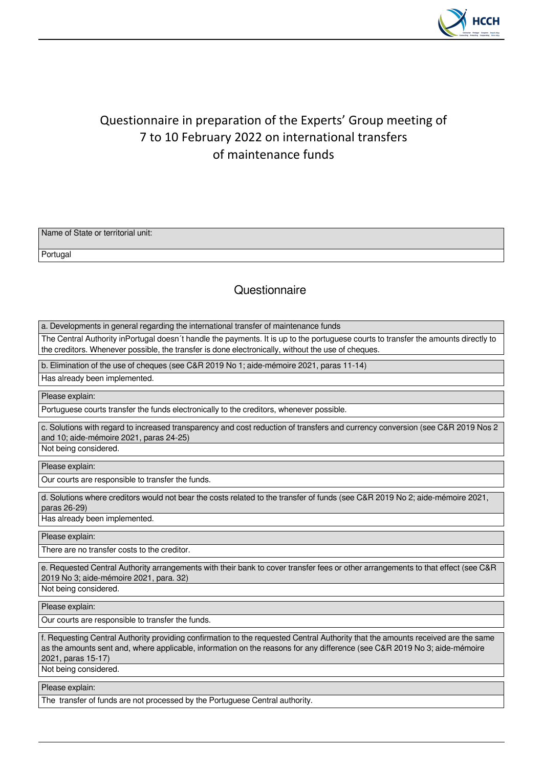# Questionnaire in preparation of the Experts' Group meeting of 7 to 10 February 2022 on international transfers of maintenance funds

| Name of State or territorial unit: |
| --- |
| Portugal |

## Questionnaire

| a. Developments in general regarding the international transfer of maintenance funds |
| --- |
| The Central Authority inPortugal doesn´t handle the payments. It is up to the portuguese courts to transfer the amounts directly to the creditors. Whenever possible, the transfer is done electronically, without the use of cheques. |

| b. Elimination of the use of cheques (see C&R 2019 No 1; aide-mémoire 2021, paras 11-14) |
| --- |
| Has already been implemented. |

| Please explain: |
| --- |
| Portuguese courts transfer the funds electronically to the creditors, whenever possible. |

| c. Solutions with regard to increased transparency and cost reduction of transfers and currency conversion (see C&R 2019 Nos 2 and 10; aide-mémoire 2021, paras 24-25) |
| --- |
| Not being considered. |

| Please explain: |
| --- |
| Our courts are responsible to transfer the funds. |

| d. Solutions where creditors would not bear the costs related to the transfer of funds (see C&R 2019 No 2; aide-mémoire 2021, paras 26-29) |
| --- |
| Has already been implemented. |

| Please explain: |
| --- |
| There are no transfer costs to the creditor. |

| e. Requested Central Authority arrangements with their bank to cover transfer fees or other arrangements to that effect (see C&R 2019 No 3; aide-mémoire 2021, para. 32) |
| --- |
| Not being considered. |

| Please explain: |
| --- |
| Our courts are responsible to transfer the funds. |

| f. Requesting Central Authority providing confirmation to the requested Central Authority that the amounts received are the same as the amounts sent and, where applicable, information on the reasons for any difference (see C&R 2019 No 3; aide-mémoire 2021, paras 15-17) |
| --- |
| Not being considered. |

| Please explain: |
| --- |
| The transfer of funds are not processed by the Portuguese Central authority. |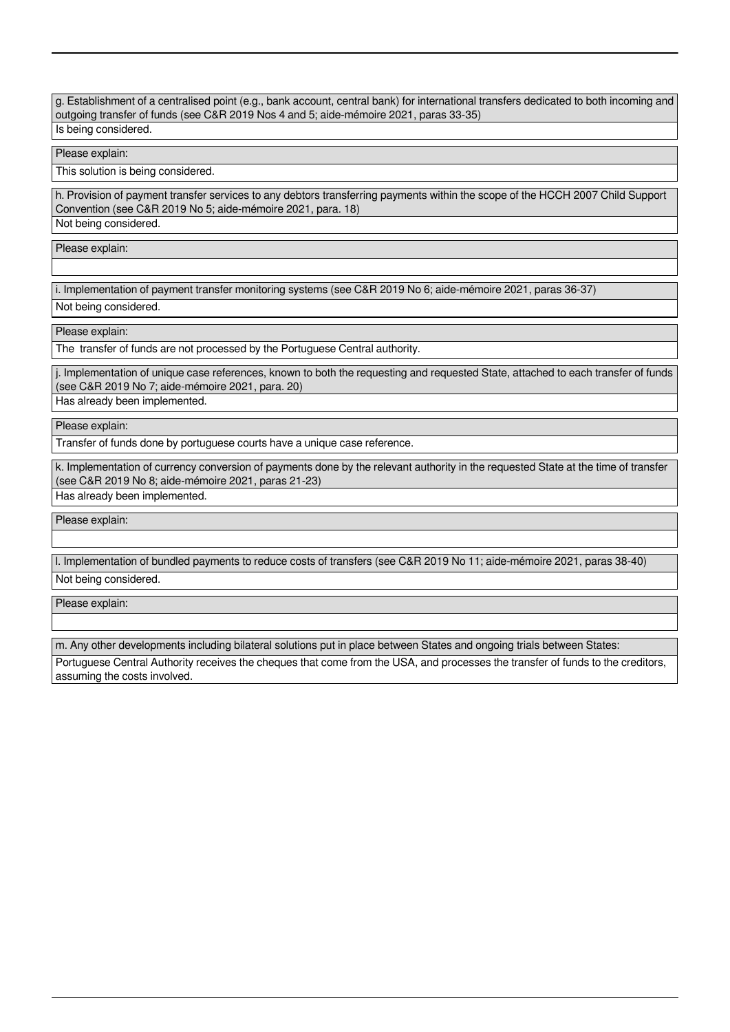g. Establishment of a centralised point (e.g., bank account, central bank) for international transfers dedicated to both incoming and outgoing transfer of funds (see C&R 2019 Nos 4 and 5; aide-mémoire 2021, paras 33-35)

Is being considered.

Please explain:

This solution is being considered.

h. Provision of payment transfer services to any debtors transferring payments within the scope of the HCCH 2007 Child Support Convention (see C&R 2019 No 5; aide-mémoire 2021, para. 18)

Not being considered.

Please explain:

i. Implementation of payment transfer monitoring systems (see C&R 2019 No 6; aide-mémoire 2021, paras 36-37)

Not being considered.

Please explain:

The transfer of funds are not processed by the Portuguese Central authority.

j. Implementation of unique case references, known to both the requesting and requested State, attached to each transfer of funds (see C&R 2019 No 7; aide-mémoire 2021, para. 20)

Has already been implemented.

Please explain:

Transfer of funds done by portuguese courts have a unique case reference.

k. Implementation of currency conversion of payments done by the relevant authority in the requested State at the time of transfer (see C&R 2019 No 8; aide-mémoire 2021, paras 21-23)

Has already been implemented.

Please explain:

l. Implementation of bundled payments to reduce costs of transfers (see C&R 2019 No 11; aide-mémoire 2021, paras 38-40)

Not being considered.

Please explain:

m. Any other developments including bilateral solutions put in place between States and ongoing trials between States:

Portuguese Central Authority receives the cheques that come from the USA, and processes the transfer of funds to the creditors, assuming the costs involved.